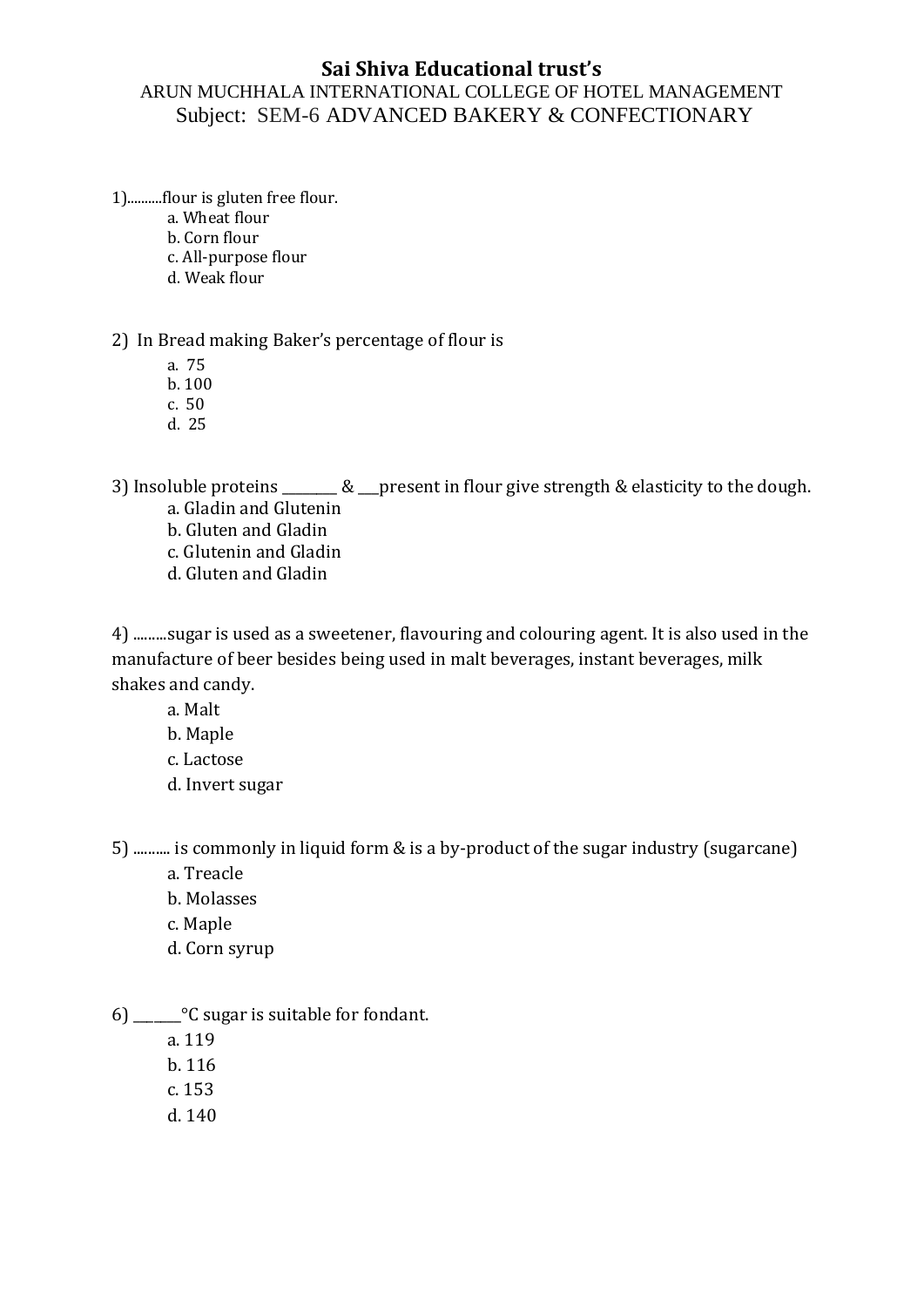# Sai Shiva Educational trust's

ARUN MUCHHALA INTERNATIONAL COLLEGE OF HOTEL MANAGEMENT

Subject: SEM-6 ADVANCED BAKERY & CONFECTIONARY

1)..........flour is gluten free flour.

a. Wheat flour
b. Corn flour
c. All-purpose flour
d. Weak flour

2) In Bread making Baker's percentage of flour is

a. 75
b. 100
c. 50
d. 25

3) Insoluble proteins ________ & ___present in flour give strength & elasticity to the dough.

a. Gladin and Glutenin
b. Gluten and Gladin
c. Glutenin and Gladin
d. Gluten and Gladin

4) .........sugar is used as a sweetener, flavouring and colouring agent. It is also used in the manufacture of beer besides being used in malt beverages, instant beverages, milk shakes and candy.

a. Malt
b. Maple
c. Lactose
d. Invert sugar

5) .......... is commonly in liquid form & is a by-product of the sugar industry (sugarcane)

a. Treacle
b. Molasses
c. Maple
d. Corn syrup

6) _______°C sugar is suitable for fondant.

a. 119
b. 116
c. 153
d. 140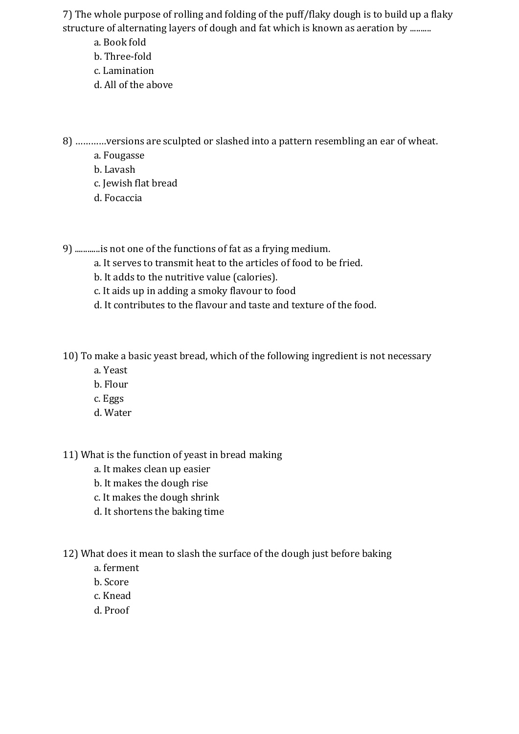7) The whole purpose of rolling and folding of the puff/flaky dough is to build up a flaky structure of alternating layers of dough and fat which is known as aeration by ..........

a. Book fold
b. Three-fold
c. Lamination
d. All of the above

8) …………versions are sculpted or slashed into a pattern resembling an ear of wheat.

a. Fougasse
b. Lavash
c. Jewish flat bread
d. Focaccia

9) ............is not one of the functions of fat as a frying medium.

a. It serves to transmit heat to the articles of food to be fried.
b. It adds to the nutritive value (calories).
c. It aids up in adding a smoky flavour to food
d. It contributes to the flavour and taste and texture of the food.

10) To make a basic yeast bread, which of the following ingredient is not necessary

a. Yeast
b. Flour
c. Eggs
d. Water

11) What is the function of yeast in bread making

a. It makes clean up easier
b. It makes the dough rise
c. It makes the dough shrink
d. It shortens the baking time

12) What does it mean to slash the surface of the dough just before baking

a. ferment
b. Score
c. Knead
d. Proof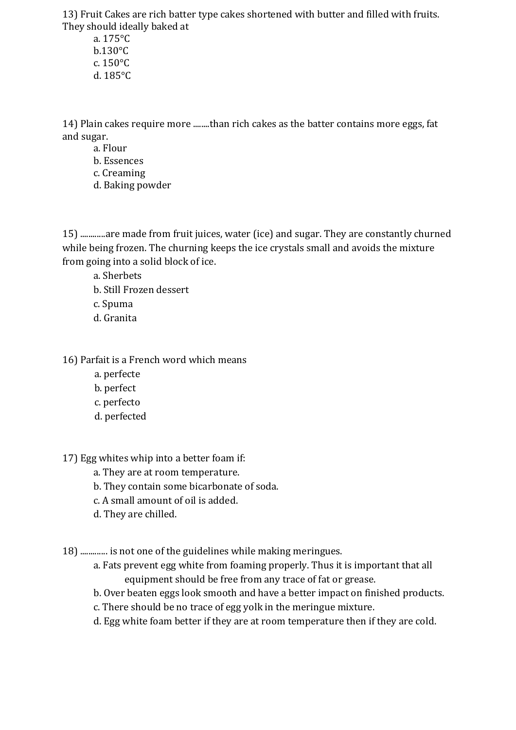13) Fruit Cakes are rich batter type cakes shortened with butter and filled with fruits. They should ideally baked at

a. 175°C
b.130°C
c. 150°C
d. 185°C

14) Plain cakes require more ........than rich cakes as the batter contains more eggs, fat and sugar.

a. Flour
b. Essences
c. Creaming
d. Baking powder

15) ............are made from fruit juices, water (ice) and sugar. They are constantly churned while being frozen. The churning keeps the ice crystals small and avoids the mixture from going into a solid block of ice.

a. Sherbets
b. Still Frozen dessert
c. Spuma
d. Granita

16) Parfait is a French word which means

a. perfecte
b. perfect
c. perfecto
d. perfected

17) Egg whites whip into a better foam if:

a. They are at room temperature.
b. They contain some bicarbonate of soda.
c. A small amount of oil is added.
d. They are chilled.

18) ............. is not one of the guidelines while making meringues.

a. Fats prevent egg white from foaming properly. Thus it is important that all equipment should be free from any trace of fat or grease.
b. Over beaten eggs look smooth and have a better impact on finished products.
c. There should be no trace of egg yolk in the meringue mixture.
d. Egg white foam better if they are at room temperature then if they are cold.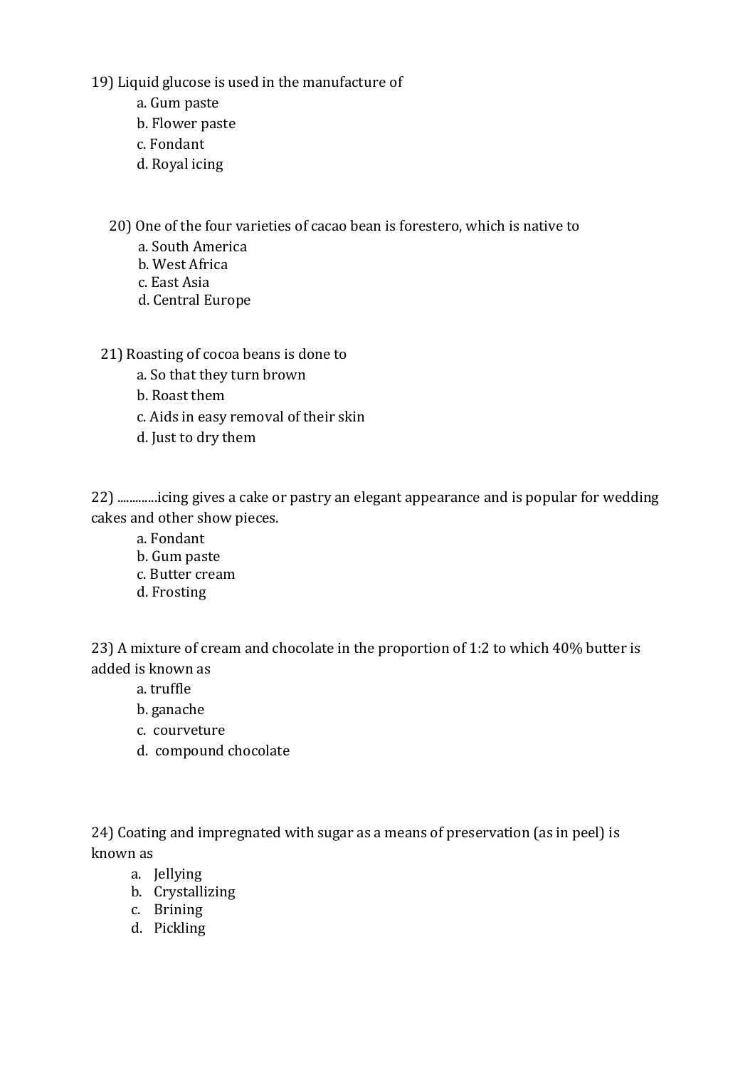19) Liquid glucose is used in the manufacture of

a. Gum paste
b. Flower paste
c. Fondant
d. Royal icing

20) One of the four varieties of cacao bean is forestero, which is native to

a. South America
b. West Africa
c. East Asia
d. Central Europe

21) Roasting of cocoa beans is done to

a. So that they turn brown
b. Roast them
c. Aids in easy removal of their skin
d. Just to dry them

22) ............icing gives a cake or pastry an elegant appearance and is popular for wedding cakes and other show pieces.

a. Fondant
b. Gum paste
c. Butter cream
d. Frosting

23) A mixture of cream and chocolate in the proportion of 1:2 to which 40% butter is added is known as

a. truffle
b. ganache
c. courveture
d. compound chocolate

24) Coating and impregnated with sugar as a means of preservation (as in peel) is known as

a. Jellying
b. Crystallizing
c. Brining
d. Pickling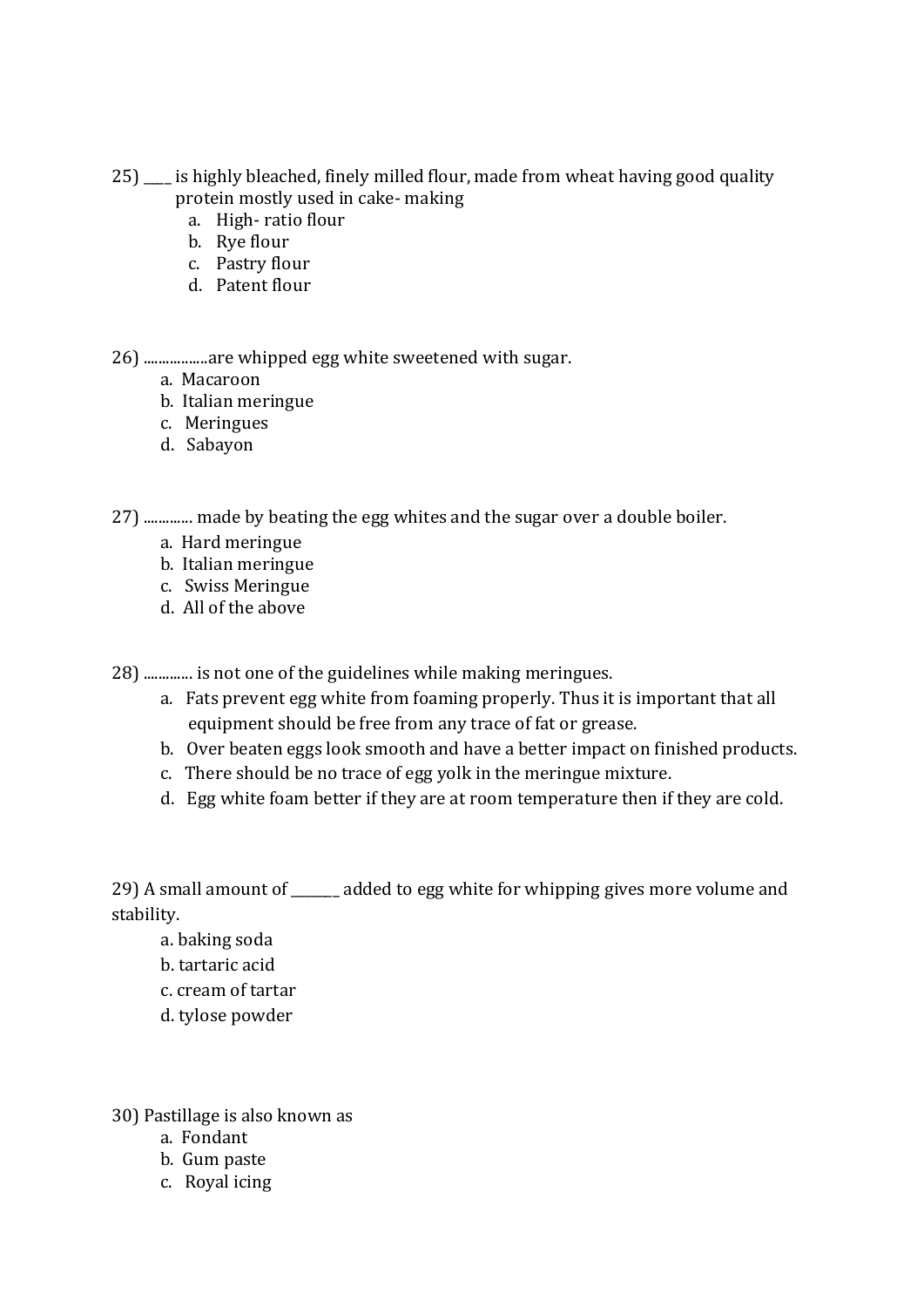25) ____ is highly bleached, finely milled flour, made from wheat having good quality protein mostly used in cake- making

a. High- ratio flour
b. Rye flour
c. Pastry flour
d. Patent flour

26) .................are whipped egg white sweetened with sugar.

a. Macaroon
b. Italian meringue
c. Meringues
d. Sabayon

27) ............. made by beating the egg whites and the sugar over a double boiler.

a. Hard meringue
b. Italian meringue
c. Swiss Meringue
d. All of the above

28) ............. is not one of the guidelines while making meringues.

a. Fats prevent egg white from foaming properly. Thus it is important that all equipment should be free from any trace of fat or grease.
b. Over beaten eggs look smooth and have a better impact on finished products.
c. There should be no trace of egg yolk in the meringue mixture.
d. Egg white foam better if they are at room temperature then if they are cold.

29) A small amount of _______ added to egg white for whipping gives more volume and stability.

a. baking soda
b. tartaric acid
c. cream of tartar
d. tylose powder

30) Pastillage is also known as

a. Fondant
b. Gum paste
c. Royal icing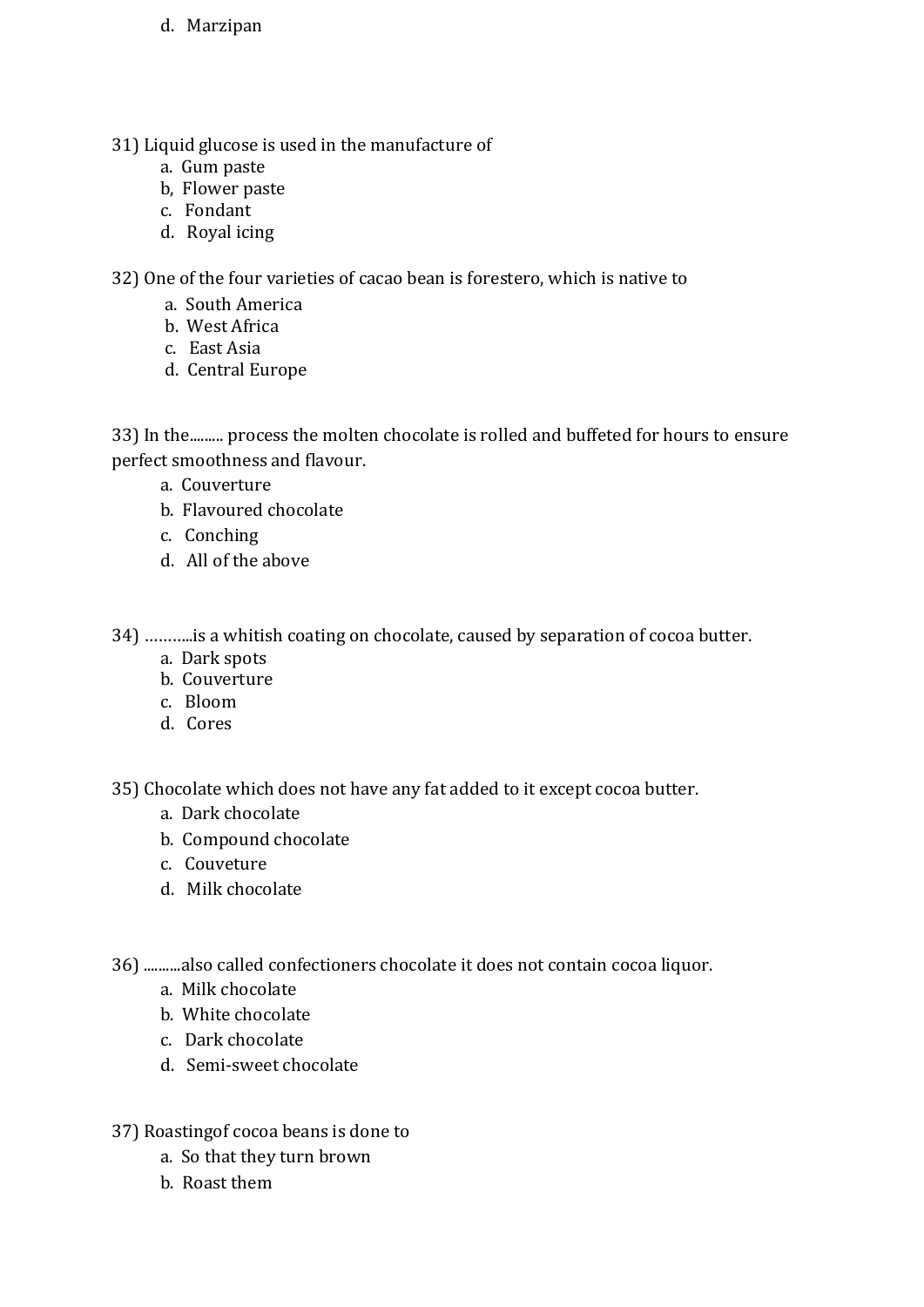d. Marzipan

31) Liquid glucose is used in the manufacture of

a. Gum paste
b, Flower paste
c. Fondant
d. Royal icing

32) One of the four varieties of cacao bean is forestero, which is native to

a. South America
b. West Africa
c. East Asia
d. Central Europe

33) In the......... process the molten chocolate is rolled and buffeted for hours to ensure perfect smoothness and flavour.

a. Couverture
b. Flavoured chocolate
c. Conching
d. All of the above

34) ………..is a whitish coating on chocolate, caused by separation of cocoa butter.

a. Dark spots
b. Couverture
c. Bloom
d. Cores

35) Chocolate which does not have any fat added to it except cocoa butter.

a. Dark chocolate
b. Compound chocolate
c. Couveture
d. Milk chocolate

36) ..........also called confectioners chocolate it does not contain cocoa liquor.

a. Milk chocolate
b. White chocolate
c. Dark chocolate
d. Semi-sweet chocolate

37) Roastingof cocoa beans is done to

a. So that they turn brown
b. Roast them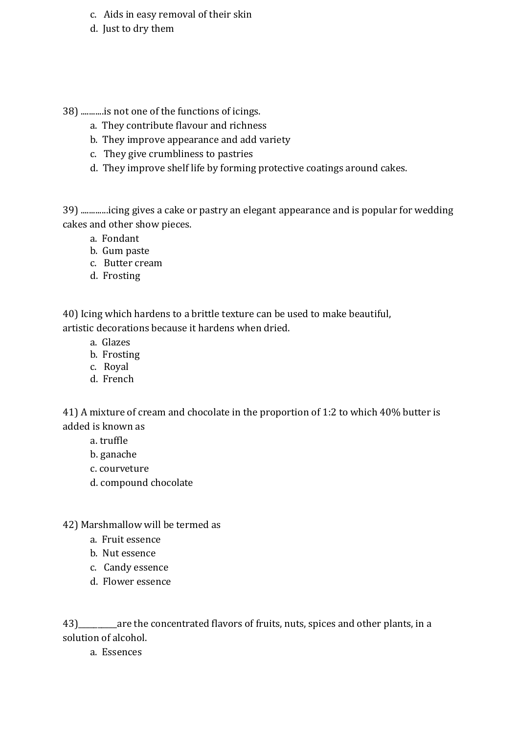c. Aids in easy removal of their skin
d. Just to dry them

38) ...........is not one of the functions of icings.
a. They contribute flavour and richness
b. They improve appearance and add variety
c. They give crumbliness to pastries
d. They improve shelf life by forming protective coatings around cakes.

39) .............icing gives a cake or pastry an elegant appearance and is popular for wedding cakes and other show pieces.
a. Fondant
b. Gum paste
c. Butter cream
d. Frosting

40) Icing which hardens to a brittle texture can be used to make beautiful, artistic decorations because it hardens when dried.
a. Glazes
b. Frosting
c. Royal
d. French

41) A mixture of cream and chocolate in the proportion of 1:2 to which 40% butter is added is known as
a. truffle
b. ganache
c. courveture
d. compound chocolate

42) Marshmallow will be termed as
a. Fruit essence
b. Nut essence
c. Candy essence
d. Flower essence

43)__________are the concentrated flavors of fruits, nuts, spices and other plants, in a solution of alcohol.
a. Essences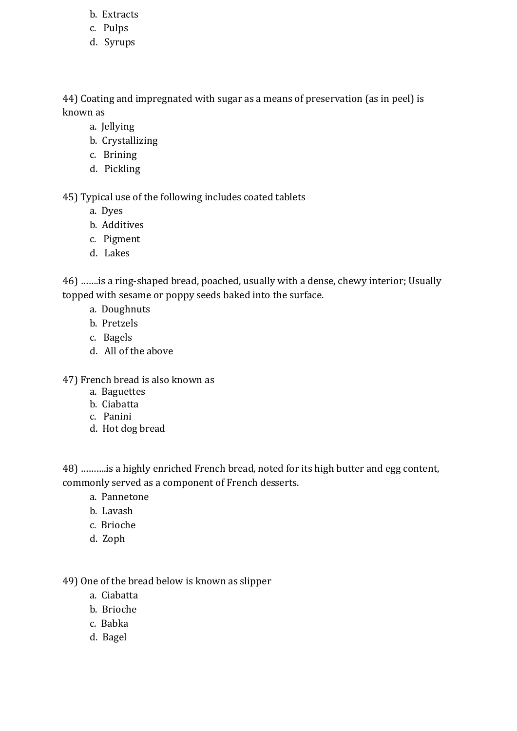b. Extracts
c. Pulps
d. Syrups

44) Coating and impregnated with sugar as a means of preservation (as in peel) is known as

a. Jellying
b. Crystallizing
c. Brining
d. Pickling

45) Typical use of the following includes coated tablets

a. Dyes
b. Additives
c. Pigment
d. Lakes

46) …….is a ring-shaped bread, poached, usually with a dense, chewy interior; Usually topped with sesame or poppy seeds baked into the surface.

a. Doughnuts
b. Pretzels
c. Bagels
d. All of the above

47) French bread is also known as

a. Baguettes
b. Ciabatta
c. Panini
d. Hot dog bread

48) ……….is a highly enriched French bread, noted for its high butter and egg content, commonly served as a component of French desserts.

a. Pannetone
b. Lavash
c. Brioche
d. Zoph

49) One of the bread below is known as slipper

a. Ciabatta
b. Brioche
c. Babka
d. Bagel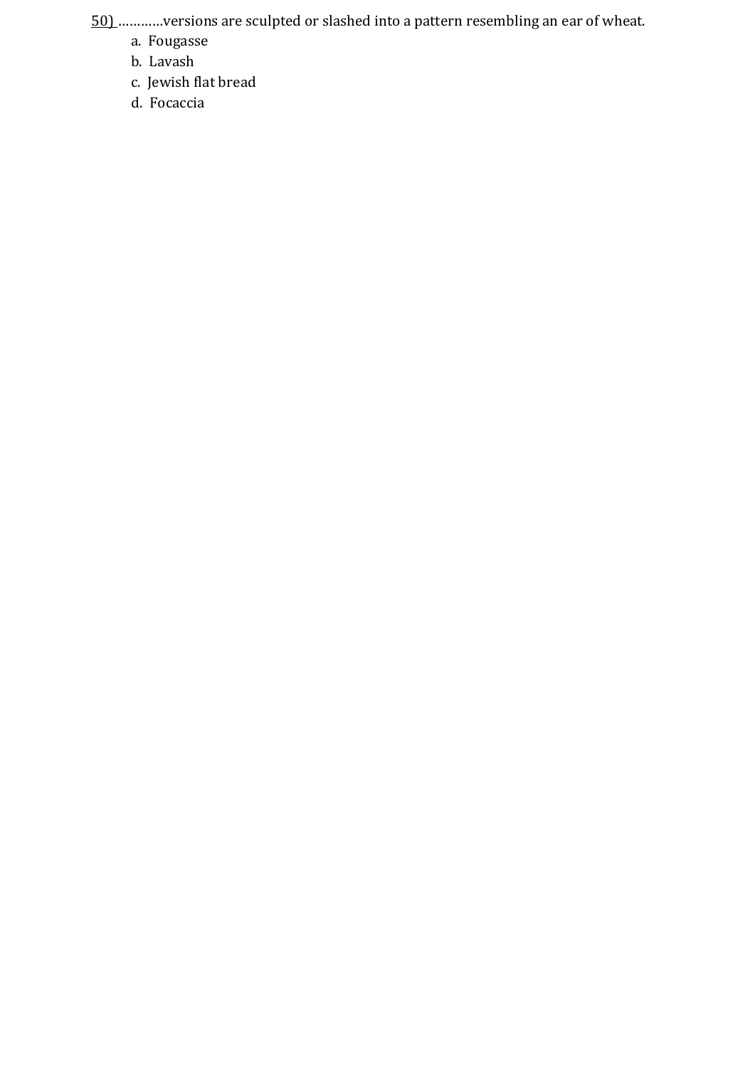50) …………versions are sculpted or slashed into a pattern resembling an ear of wheat.

a. Fougasse
b. Lavash
c. Jewish flat bread
d. Focaccia